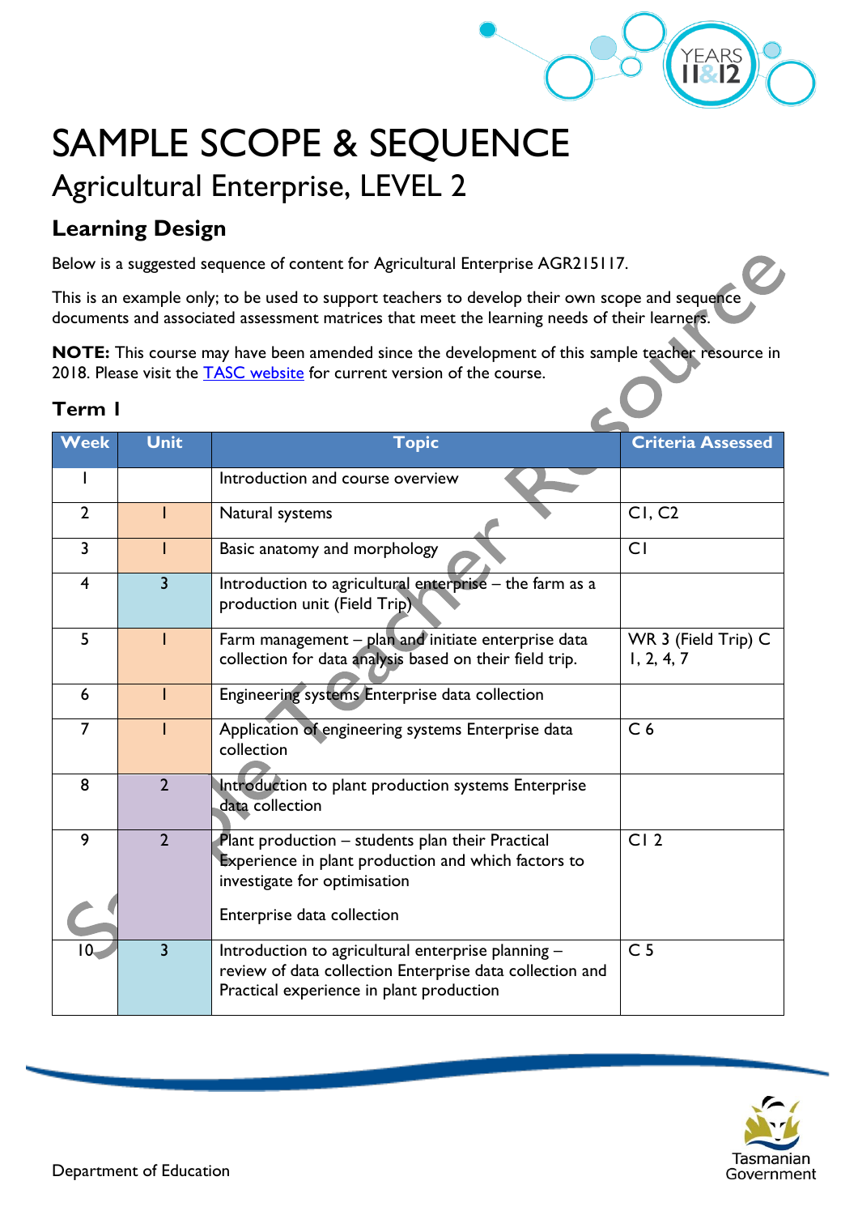# SAMPLE SCOPE & SEQUENCE

## Agricultural Enterprise, LEVEL 2

### Learning Design

Below is a suggested sequence of content for Agricultural Enterprise AGR215117.

This is an example only; to be used to support teachers to develop their own scope and sequence documents and associated assessment matrices that meet the learning needs of their learners.

**NOTE:** This course may have been amended since the development of this sample teacher resource in 2018. Please visit the [TASC website]() for current version of the course.

### Term 1

| Week | Unit | Topic | Criteria Assessed |
|---|---|---|---|
| 1 | | Introduction and course overview | |
| 2 | 1 | Natural systems | C1, C2 |
| 3 | 1 | Basic anatomy and morphology | C1 |
| 4 | 3 | Introduction to agricultural enterprise – the farm as a production unit (Field Trip) | |
| 5 | 1 | Farm management – plan and initiate enterprise data collection for data analysis based on their field trip. | WR 3 (Field Trip) C 1, 2, 4, 7 |
| 6 | 1 | Engineering systems Enterprise data collection | |
| 7 | 1 | Application of engineering systems Enterprise data collection | C 6 |
| 8 | 2 | Introduction to plant production systems Enterprise data collection | |
| 9 | 2 | Plant production – students plan their Practical Experience in plant production and which factors to investigate for optimisation<br><br>Enterprise data collection | C1 2 |
| 10 | 3 | Introduction to agricultural enterprise planning – review of data collection Enterprise data collection and Practical experience in plant production | C 5 |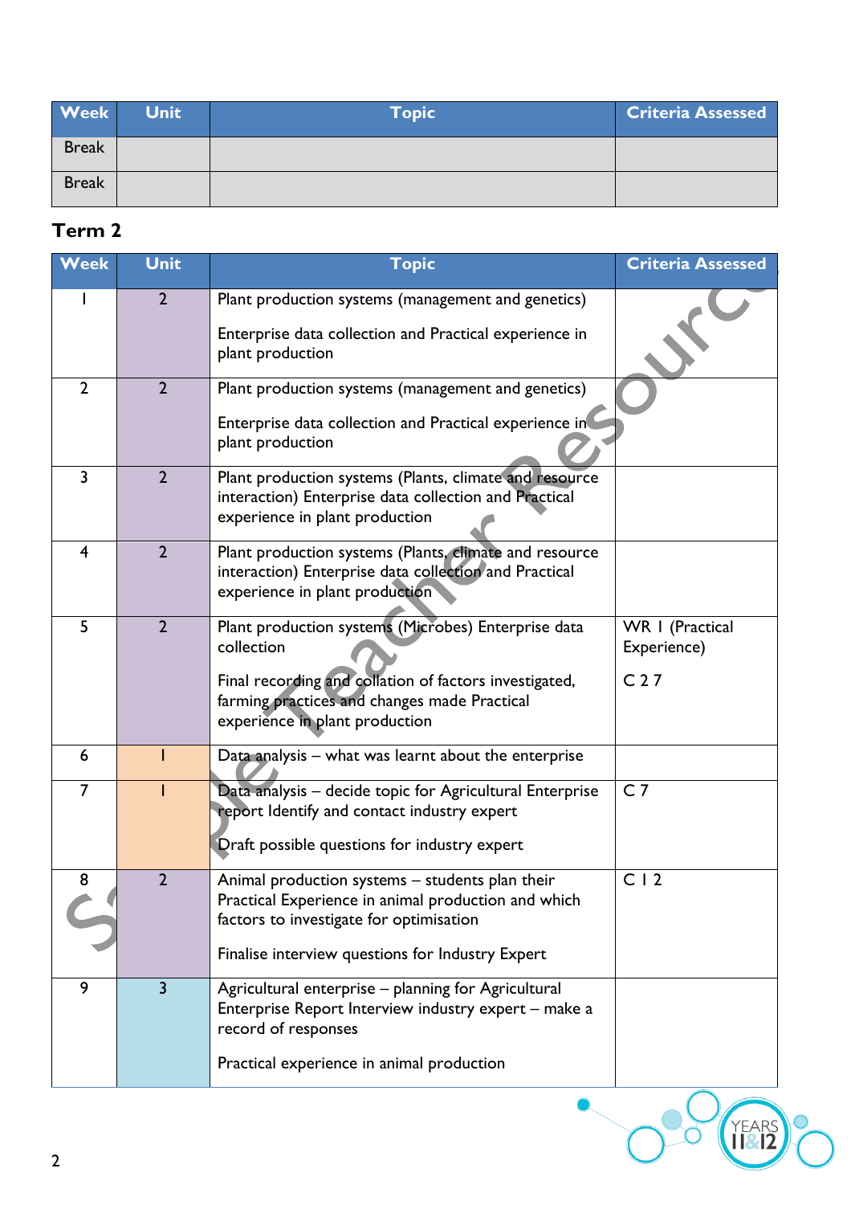| Week | Unit | Topic | Criteria Assessed |
| --- | --- | --- | --- |
| Break | | | |
| Break | | | |

## Term 2

| Week | Unit | Topic | Criteria Assessed |
| --- | --- | --- | --- |
| 1 | 2 | Plant production systems (management and genetics)<br><br>Enterprise data collection and Practical experience in plant production | |
| 2 | 2 | Plant production systems (management and genetics)<br><br>Enterprise data collection and Practical experience in plant production | |
| 3 | 2 | Plant production systems (Plants, climate and resource interaction) Enterprise data collection and Practical experience in plant production | |
| 4 | 2 | Plant production systems (Plants, climate and resource interaction) Enterprise data collection and Practical experience in plant production | |
| 5 | 2 | Plant production systems (Microbes) Enterprise data collection<br><br>Final recording and collation of factors investigated, farming practices and changes made Practical experience in plant production | WR 1 (Practical Experience)<br><br>C 2 7 |
| 6 | 1 | Data analysis – what was learnt about the enterprise | |
| 7 | 1 | Data analysis – decide topic for Agricultural Enterprise report Identify and contact industry expert<br><br>Draft possible questions for industry expert | C 7 |
| 8 | 2 | Animal production systems – students plan their Practical Experience in animal production and which factors to investigate for optimisation<br><br>Finalise interview questions for Industry Expert | C 1 2 |
| 9 | 3 | Agricultural enterprise – planning for Agricultural Enterprise Report Interview industry expert – make a record of responses<br><br>Practical experience in animal production | |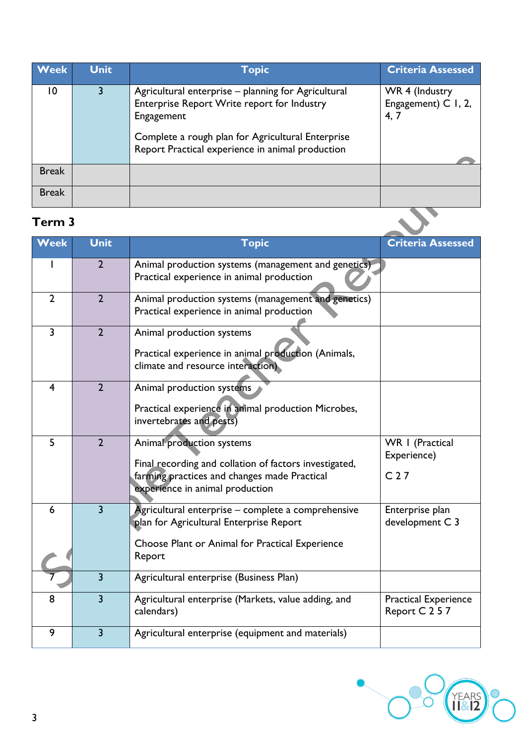| Week | Unit | Topic | Criteria Assessed |
|---|---|---|---|
| 10 | 3 | Agricultural enterprise – planning for Agricultural Enterprise Report Write report for Industry Engagement<br><br>Complete a rough plan for Agricultural Enterprise Report Practical experience in animal production | WR 4 (Industry Engagement) C 1, 2, 4, 7 |
| Break | | | |
| Break | | | |

## Term 3

| Week | Unit | Topic | Criteria Assessed |
|---|---|---|---|
| 1 | 2 | Animal production systems (management and genetics) Practical experience in animal production | |
| 2 | 2 | Animal production systems (management and genetics) Practical experience in animal production | |
| 3 | 2 | Animal production systems<br><br>Practical experience in animal production (Animals, climate and resource interaction) | |
| 4 | 2 | Animal production systems<br><br>Practical experience in animal production Microbes, invertebrates and pests) | |
| 5 | 2 | Animal production systems<br><br>Final recording and collation of factors investigated, farming practices and changes made Practical experience in animal production | WR 1 (Practical Experience)<br><br>C 2 7 |
| 6 | 3 | Agricultural enterprise – complete a comprehensive plan for Agricultural Enterprise Report<br><br>Choose Plant or Animal for Practical Experience Report | Enterprise plan development C 3 |
| 7 | 3 | Agricultural enterprise (Business Plan) | |
| 8 | 3 | Agricultural enterprise (Markets, value adding, and calendars) | Practical Experience Report C 2 5 7 |
| 9 | 3 | Agricultural enterprise (equipment and materials) | |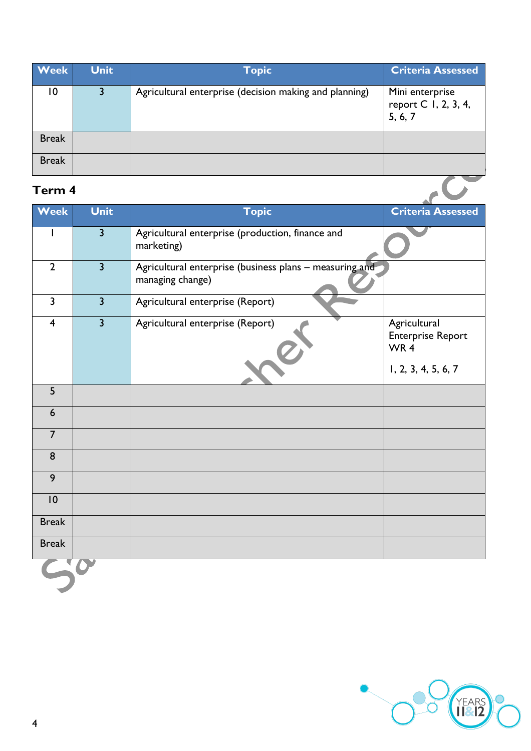| Week | Unit | Topic | Criteria Assessed |
|---|---|---|---|
| 10 | 3 | Agricultural enterprise (decision making and planning) | Mini enterprise report C 1, 2, 3, 4, 5, 6, 7 |
| Break | | | |
| Break | | | |

## Term 4

| Week | Unit | Topic | Criteria Assessed |
|---|---|---|---|
| 1 | 3 | Agricultural enterprise (production, finance and marketing) | |
| 2 | 3 | Agricultural enterprise (business plans – measuring and managing change) | |
| 3 | 3 | Agricultural enterprise (Report) | |
| 4 | 3 | Agricultural enterprise (Report) | Agricultural Enterprise Report WR 4<br><br>1, 2, 3, 4, 5, 6, 7 |
| 5 | | | |
| 6 | | | |
| 7 | | | |
| 8 | | | |
| 9 | | | |
| 10 | | | |
| Break | | | |
| Break | | | |